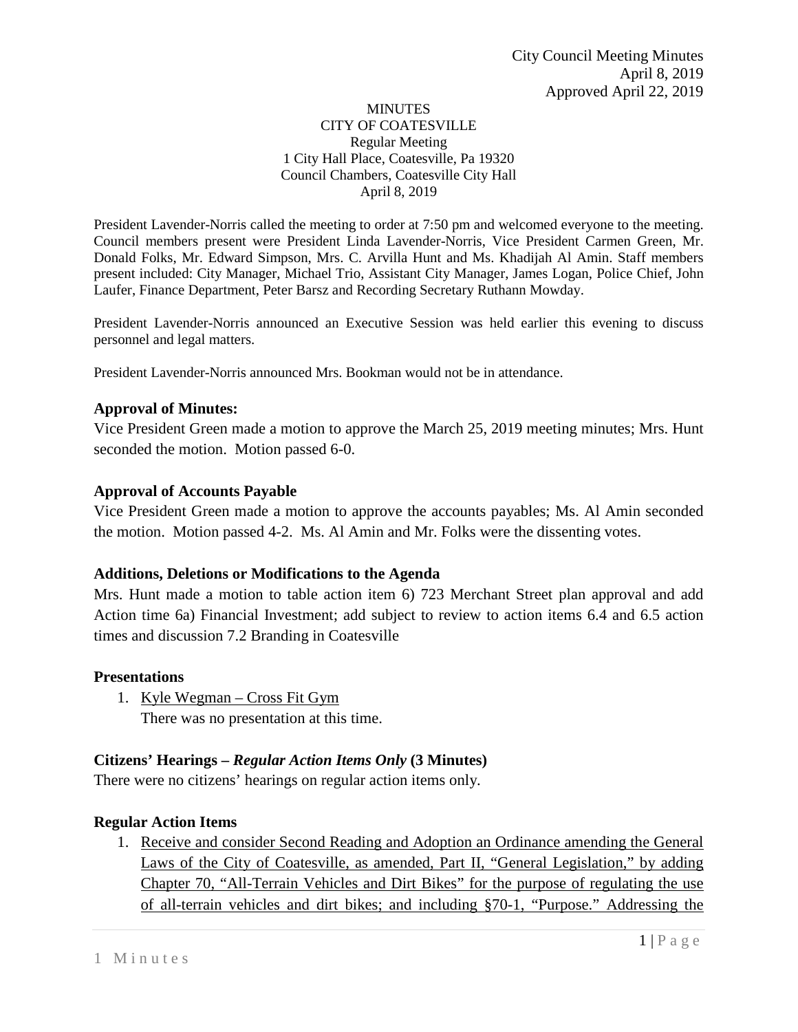City Council Meeting Minutes
April 8, 2019
Approved April 22, 2019

MINUTES
CITY OF COATESVILLE
Regular Meeting
1 City Hall Place, Coatesville, Pa 19320
Council Chambers, Coatesville City Hall
April 8, 2019

President Lavender-Norris called the meeting to order at 7:50 pm and welcomed everyone to the meeting. Council members present were President Linda Lavender-Norris, Vice President Carmen Green, Mr. Donald Folks, Mr. Edward Simpson, Mrs. C. Arvilla Hunt and Ms. Khadijah Al Amin. Staff members present included: City Manager, Michael Trio, Assistant City Manager, James Logan, Police Chief, John Laufer, Finance Department, Peter Barsz and Recording Secretary Ruthann Mowday.

President Lavender-Norris announced an Executive Session was held earlier this evening to discuss personnel and legal matters.

President Lavender-Norris announced Mrs. Bookman would not be in attendance.

**Approval of Minutes:**

Vice President Green made a motion to approve the March 25, 2019 meeting minutes; Mrs. Hunt seconded the motion. Motion passed 6-0.

**Approval of Accounts Payable**

Vice President Green made a motion to approve the accounts payables; Ms. Al Amin seconded the motion. Motion passed 4-2. Ms. Al Amin and Mr. Folks were the dissenting votes.

**Additions, Deletions or Modifications to the Agenda**

Mrs. Hunt made a motion to table action item 6) 723 Merchant Street plan approval and add Action time 6a) Financial Investment; add subject to review to action items 6.4 and 6.5 action times and discussion 7.2 Branding in Coatesville

**Presentations**

1. Kyle Wegman – Cross Fit Gym
   There was no presentation at this time.

**Citizens' Hearings – *Regular Action Items Only* (3 Minutes)**

There were no citizens' hearings on regular action items only.

**Regular Action Items**

1. Receive and consider Second Reading and Adoption an Ordinance amending the General Laws of the City of Coatesville, as amended, Part II, "General Legislation," by adding Chapter 70, "All-Terrain Vehicles and Dirt Bikes" for the purpose of regulating the use of all-terrain vehicles and dirt bikes; and including §70-1, "Purpose." Addressing the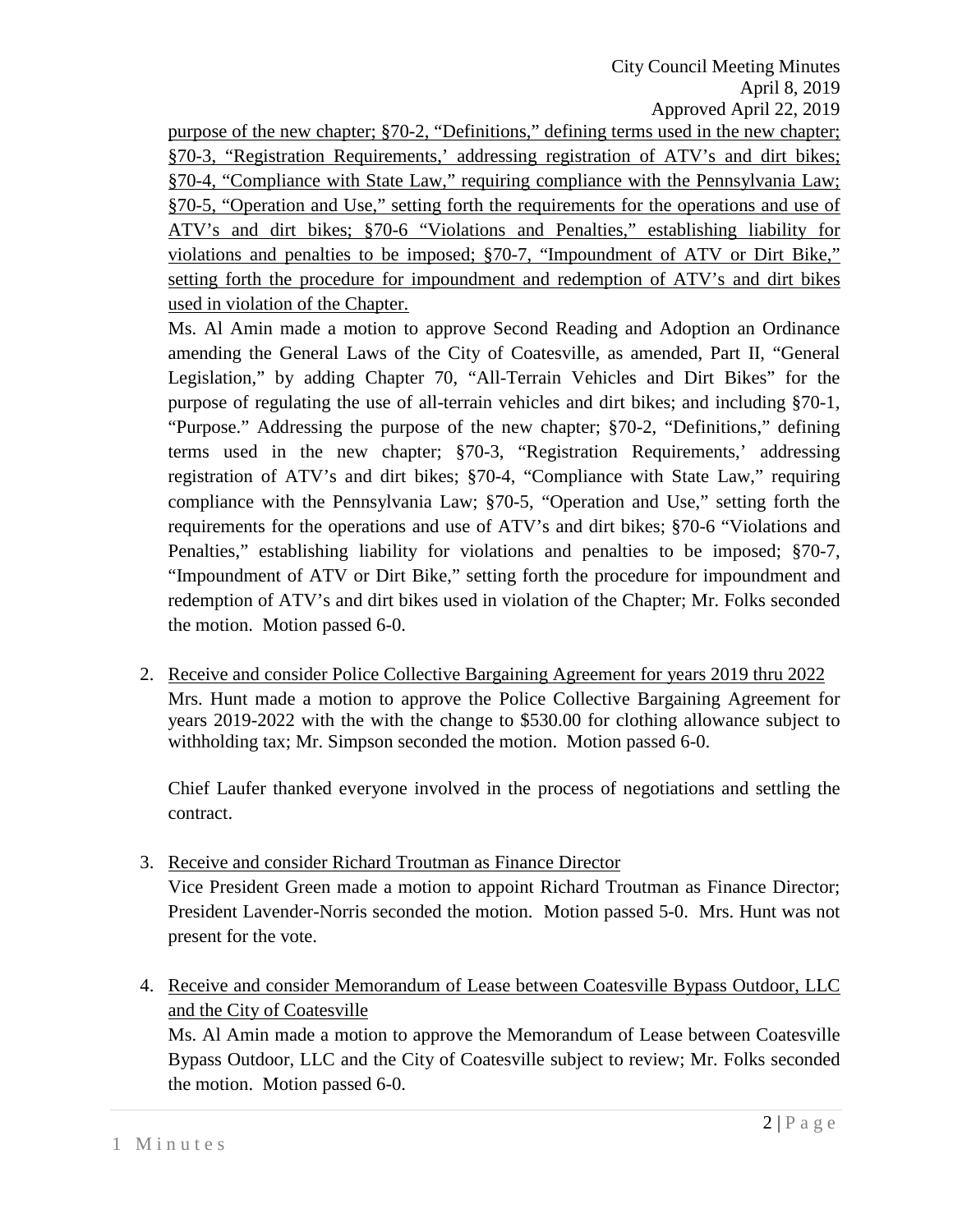purpose of the new chapter; §70-2, "Definitions," defining terms used in the new chapter; §70-3, "Registration Requirements,' addressing registration of ATV's and dirt bikes; §70-4, "Compliance with State Law," requiring compliance with the Pennsylvania Law; §70-5, "Operation and Use," setting forth the requirements for the operations and use of ATV's and dirt bikes; §70-6 "Violations and Penalties," establishing liability for violations and penalties to be imposed; §70-7, "Impoundment of ATV or Dirt Bike," setting forth the procedure for impoundment and redemption of ATV's and dirt bikes used in violation of the Chapter.

Ms. Al Amin made a motion to approve Second Reading and Adoption an Ordinance amending the General Laws of the City of Coatesville, as amended, Part II, "General Legislation," by adding Chapter 70, "All-Terrain Vehicles and Dirt Bikes" for the purpose of regulating the use of all-terrain vehicles and dirt bikes; and including §70-1, "Purpose." Addressing the purpose of the new chapter; §70-2, "Definitions," defining terms used in the new chapter; §70-3, "Registration Requirements,' addressing registration of ATV's and dirt bikes; §70-4, "Compliance with State Law," requiring compliance with the Pennsylvania Law; §70-5, "Operation and Use," setting forth the requirements for the operations and use of ATV's and dirt bikes; §70-6 "Violations and Penalties," establishing liability for violations and penalties to be imposed; §70-7, "Impoundment of ATV or Dirt Bike," setting forth the procedure for impoundment and redemption of ATV's and dirt bikes used in violation of the Chapter; Mr. Folks seconded the motion. Motion passed 6-0.

2. Receive and consider Police Collective Bargaining Agreement for years 2019 thru 2022

   Mrs. Hunt made a motion to approve the Police Collective Bargaining Agreement for years 2019-2022 with the with the change to $530.00 for clothing allowance subject to withholding tax; Mr. Simpson seconded the motion. Motion passed 6-0.

   Chief Laufer thanked everyone involved in the process of negotiations and settling the contract.

3. Receive and consider Richard Troutman as Finance Director

   Vice President Green made a motion to appoint Richard Troutman as Finance Director; President Lavender-Norris seconded the motion. Motion passed 5-0. Mrs. Hunt was not present for the vote.

4. Receive and consider Memorandum of Lease between Coatesville Bypass Outdoor, LLC and the City of Coatesville

   Ms. Al Amin made a motion to approve the Memorandum of Lease between Coatesville Bypass Outdoor, LLC and the City of Coatesville subject to review; Mr. Folks seconded the motion. Motion passed 6-0.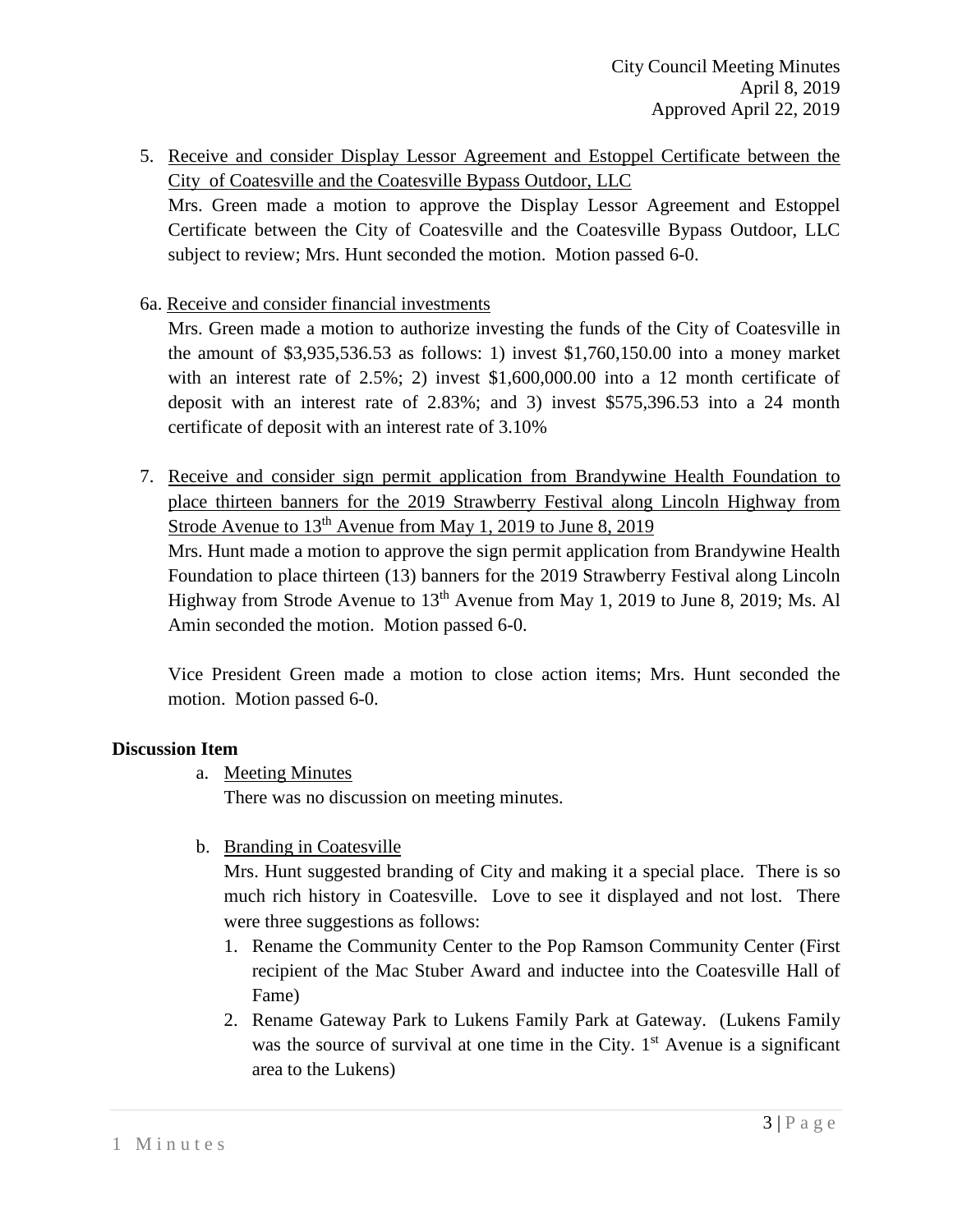5. <u>Receive and consider Display Lessor Agreement and Estoppel Certificate between the City of Coatesville and the Coatesville Bypass Outdoor, LLC</u>
   Mrs. Green made a motion to approve the Display Lessor Agreement and Estoppel Certificate between the City of Coatesville and the Coatesville Bypass Outdoor, LLC subject to review; Mrs. Hunt seconded the motion. Motion passed 6-0.

6a. <u>Receive and consider financial investments</u>
   Mrs. Green made a motion to authorize investing the funds of the City of Coatesville in the amount of $3,935,536.53 as follows: 1) invest $1,760,150.00 into a money market with an interest rate of 2.5%; 2) invest $1,600,000.00 into a 12 month certificate of deposit with an interest rate of 2.83%; and 3) invest $575,396.53 into a 24 month certificate of deposit with an interest rate of 3.10%

7. <u>Receive and consider sign permit application from Brandywine Health Foundation to place thirteen banners for the 2019 Strawberry Festival along Lincoln Highway from Strode Avenue to 13th Avenue from May 1, 2019 to June 8, 2019</u>
   Mrs. Hunt made a motion to approve the sign permit application from Brandywine Health Foundation to place thirteen (13) banners for the 2019 Strawberry Festival along Lincoln Highway from Strode Avenue to 13th Avenue from May 1, 2019 to June 8, 2019; Ms. Al Amin seconded the motion. Motion passed 6-0.

   Vice President Green made a motion to close action items; Mrs. Hunt seconded the motion. Motion passed 6-0.

**Discussion Item**

a. <u>Meeting Minutes</u>
   There was no discussion on meeting minutes.

b. <u>Branding in Coatesville</u>
   Mrs. Hunt suggested branding of City and making it a special place. There is so much rich history in Coatesville. Love to see it displayed and not lost. There were three suggestions as follows:
   1. Rename the Community Center to the Pop Ramson Community Center (First recipient of the Mac Stuber Award and inductee into the Coatesville Hall of Fame)
   2. Rename Gateway Park to Lukens Family Park at Gateway. (Lukens Family was the source of survival at one time in the City. 1st Avenue is a significant area to the Lukens)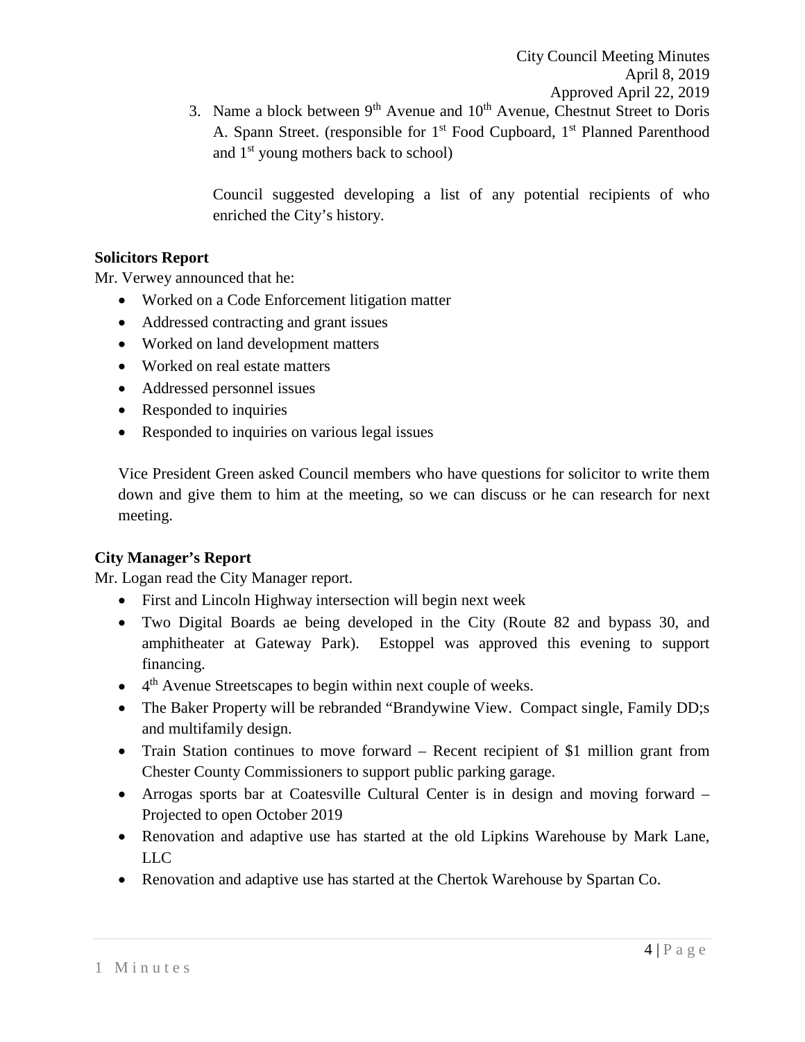3. Name a block between 9th Avenue and 10th Avenue, Chestnut Street to Doris A. Spann Street. (responsible for 1st Food Cupboard, 1st Planned Parenthood and 1st young mothers back to school)

   Council suggested developing a list of any potential recipients of who enriched the City's history.

**Solicitors Report**

Mr. Verwey announced that he:

- Worked on a Code Enforcement litigation matter
- Addressed contracting and grant issues
- Worked on land development matters
- Worked on real estate matters
- Addressed personnel issues
- Responded to inquiries
- Responded to inquiries on various legal issues

Vice President Green asked Council members who have questions for solicitor to write them down and give them to him at the meeting, so we can discuss or he can research for next meeting.

**City Manager's Report**

Mr. Logan read the City Manager report.

- First and Lincoln Highway intersection will begin next week
- Two Digital Boards ae being developed in the City (Route 82 and bypass 30, and amphitheater at Gateway Park). Estoppel was approved this evening to support financing.
- 4th Avenue Streetscapes to begin within next couple of weeks.
- The Baker Property will be rebranded "Brandywine View. Compact single, Family DD;s and multifamily design.
- Train Station continues to move forward – Recent recipient of $1 million grant from Chester County Commissioners to support public parking garage.
- Arrogas sports bar at Coatesville Cultural Center is in design and moving forward – Projected to open October 2019
- Renovation and adaptive use has started at the old Lipkins Warehouse by Mark Lane, LLC
- Renovation and adaptive use has started at the Chertok Warehouse by Spartan Co.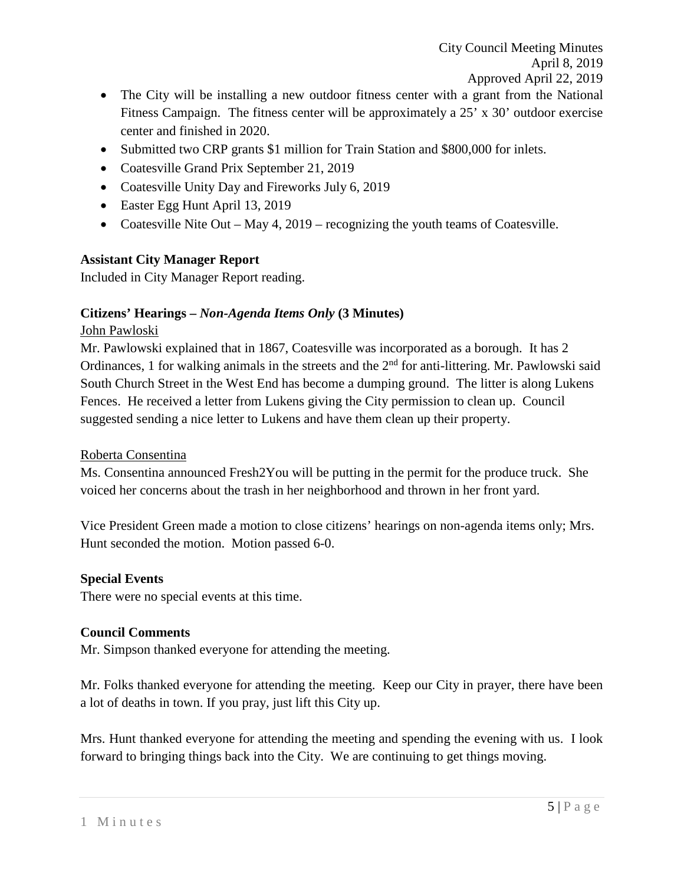- The City will be installing a new outdoor fitness center with a grant from the National Fitness Campaign. The fitness center will be approximately a 25' x 30' outdoor exercise center and finished in 2020.
- Submitted two CRP grants $1 million for Train Station and $800,000 for inlets.
- Coatesville Grand Prix September 21, 2019
- Coatesville Unity Day and Fireworks July 6, 2019
- Easter Egg Hunt April 13, 2019
- Coatesville Nite Out – May 4, 2019 – recognizing the youth teams of Coatesville.

**Assistant City Manager Report**

Included in City Manager Report reading.

**Citizens' Hearings –** ***Non-Agenda Items Only*** **(3 Minutes)**

John Pawloski

Mr. Pawlowski explained that in 1867, Coatesville was incorporated as a borough. It has 2 Ordinances, 1 for walking animals in the streets and the 2nd for anti-littering. Mr. Pawlowski said South Church Street in the West End has become a dumping ground. The litter is along Lukens Fences. He received a letter from Lukens giving the City permission to clean up. Council suggested sending a nice letter to Lukens and have them clean up their property.

Roberta Consentina

Ms. Consentina announced Fresh2You will be putting in the permit for the produce truck. She voiced her concerns about the trash in her neighborhood and thrown in her front yard.

Vice President Green made a motion to close citizens' hearings on non-agenda items only; Mrs. Hunt seconded the motion. Motion passed 6-0.

**Special Events**

There were no special events at this time.

**Council Comments**

Mr. Simpson thanked everyone for attending the meeting.

Mr. Folks thanked everyone for attending the meeting. Keep our City in prayer, there have been a lot of deaths in town. If you pray, just lift this City up.

Mrs. Hunt thanked everyone for attending the meeting and spending the evening with us. I look forward to bringing things back into the City. We are continuing to get things moving.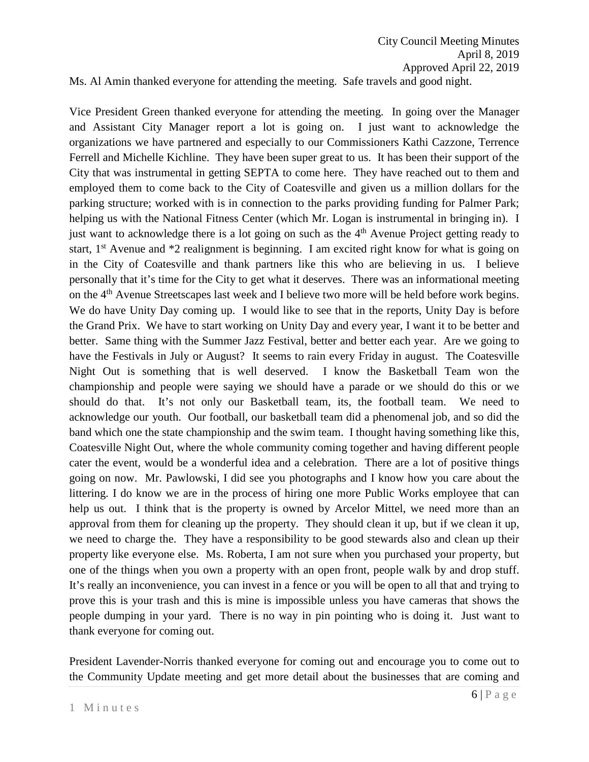Ms. Al Amin thanked everyone for attending the meeting. Safe travels and good night.

Vice President Green thanked everyone for attending the meeting. In going over the Manager and Assistant City Manager report a lot is going on. I just want to acknowledge the organizations we have partnered and especially to our Commissioners Kathi Cazzone, Terrence Ferrell and Michelle Kichline. They have been super great to us. It has been their support of the City that was instrumental in getting SEPTA to come here. They have reached out to them and employed them to come back to the City of Coatesville and given us a million dollars for the parking structure; worked with is in connection to the parks providing funding for Palmer Park; helping us with the National Fitness Center (which Mr. Logan is instrumental in bringing in). I just want to acknowledge there is a lot going on such as the 4th Avenue Project getting ready to start, 1st Avenue and *2 realignment is beginning. I am excited right know for what is going on in the City of Coatesville and thank partners like this who are believing in us. I believe personally that it's time for the City to get what it deserves. There was an informational meeting on the 4th Avenue Streetscapes last week and I believe two more will be held before work begins. We do have Unity Day coming up. I would like to see that in the reports, Unity Day is before the Grand Prix. We have to start working on Unity Day and every year, I want it to be better and better. Same thing with the Summer Jazz Festival, better and better each year. Are we going to have the Festivals in July or August? It seems to rain every Friday in august. The Coatesville Night Out is something that is well deserved. I know the Basketball Team won the championship and people were saying we should have a parade or we should do this or we should do that. It's not only our Basketball team, its, the football team. We need to acknowledge our youth. Our football, our basketball team did a phenomenal job, and so did the band which one the state championship and the swim team. I thought having something like this, Coatesville Night Out, where the whole community coming together and having different people cater the event, would be a wonderful idea and a celebration. There are a lot of positive things going on now. Mr. Pawlowski, I did see you photographs and I know how you care about the littering. I do know we are in the process of hiring one more Public Works employee that can help us out. I think that is the property is owned by Arcelor Mittel, we need more than an approval from them for cleaning up the property. They should clean it up, but if we clean it up, we need to charge the. They have a responsibility to be good stewards also and clean up their property like everyone else. Ms. Roberta, I am not sure when you purchased your property, but one of the things when you own a property with an open front, people walk by and drop stuff. It's really an inconvenience, you can invest in a fence or you will be open to all that and trying to prove this is your trash and this is mine is impossible unless you have cameras that shows the people dumping in your yard. There is no way in pin pointing who is doing it. Just want to thank everyone for coming out.

President Lavender-Norris thanked everyone for coming out and encourage you to come out to the Community Update meeting and get more detail about the businesses that are coming and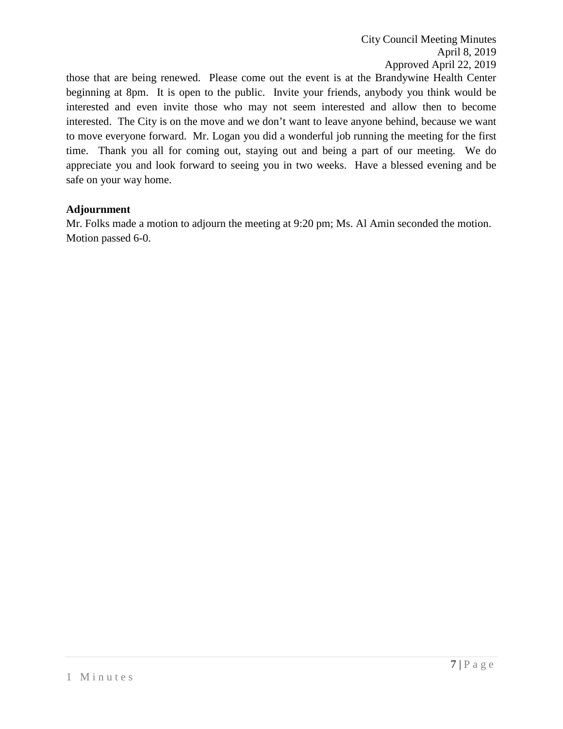those that are being renewed. Please come out the event is at the Brandywine Health Center beginning at 8pm. It is open to the public. Invite your friends, anybody you think would be interested and even invite those who may not seem interested and allow then to become interested. The City is on the move and we don't want to leave anyone behind, because we want to move everyone forward. Mr. Logan you did a wonderful job running the meeting for the first time. Thank you all for coming out, staying out and being a part of our meeting. We do appreciate you and look forward to seeing you in two weeks. Have a blessed evening and be safe on your way home.

**Adjournment**

Mr. Folks made a motion to adjourn the meeting at 9:20 pm; Ms. Al Amin seconded the motion. Motion passed 6-0.